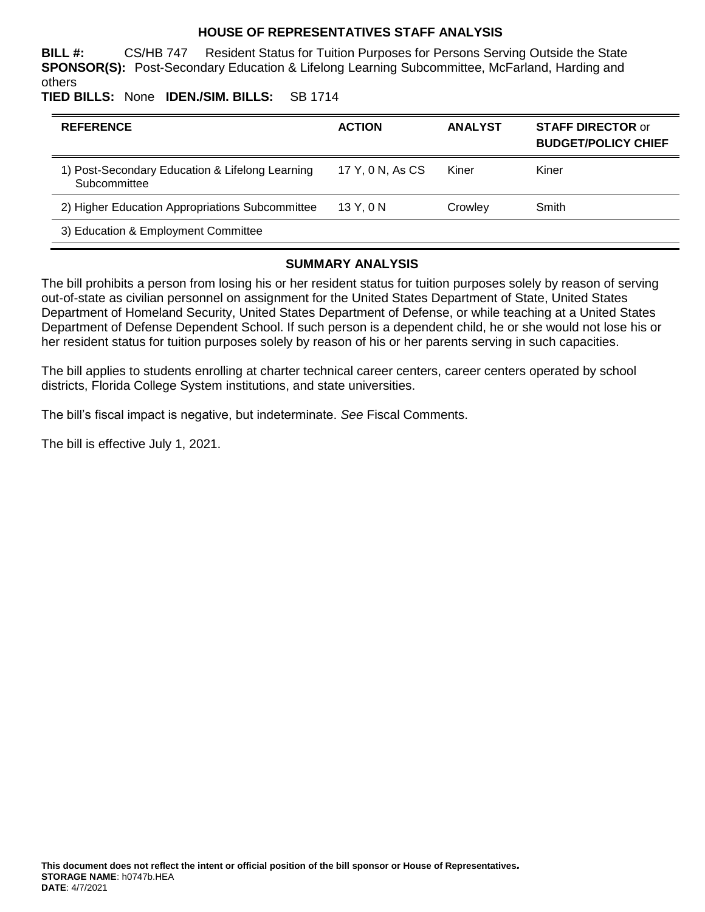# HOUSE OF REPRESENTATIVES STAFF ANALYSIS

**BILL #:** CS/HB 747 Resident Status for Tuition Purposes for Persons Serving Outside the State
**SPONSOR(S):** Post-Secondary Education & Lifelong Learning Subcommittee, McFarland, Harding and others
**TIED BILLS:** None **IDEN./SIM. BILLS:** SB 1714

| REFERENCE | ACTION | ANALYST | STAFF DIRECTOR or BUDGET/POLICY CHIEF |
|---|---|---|---|
| 1) Post-Secondary Education & Lifelong Learning Subcommittee | 17 Y, 0 N, As CS | Kiner | Kiner |
| 2) Higher Education Appropriations Subcommittee | 13 Y, 0 N | Crowley | Smith |
| 3) Education & Employment Committee | | | |

## SUMMARY ANALYSIS

The bill prohibits a person from losing his or her resident status for tuition purposes solely by reason of serving out-of-state as civilian personnel on assignment for the United States Department of State, United States Department of Homeland Security, United States Department of Defense, or while teaching at a United States Department of Defense Dependent School. If such person is a dependent child, he or she would not lose his or her resident status for tuition purposes solely by reason of his or her parents serving in such capacities.

The bill applies to students enrolling at charter technical career centers, career centers operated by school districts, Florida College System institutions, and state universities.

The bill's fiscal impact is negative, but indeterminate. *See* Fiscal Comments.

The bill is effective July 1, 2021.

**This document does not reflect the intent or official position of the bill sponsor or House of Representatives.**
**STORAGE NAME**: h0747b.HEA
**DATE**: 4/7/2021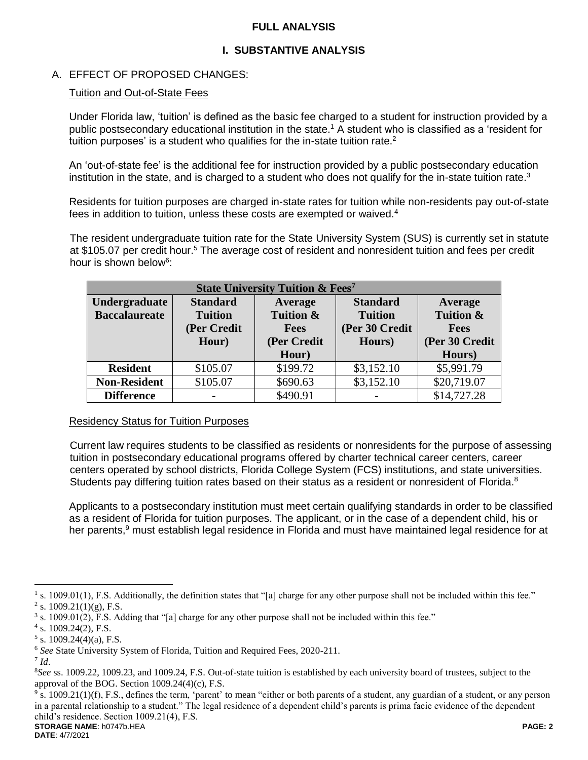# FULL ANALYSIS

## I. SUBSTANTIVE ANALYSIS

### A. EFFECT OF PROPOSED CHANGES:

Tuition and Out-of-State Fees

Under Florida law, 'tuition' is defined as the basic fee charged to a student for instruction provided by a public postsecondary educational institution in the state.[1] A student who is classified as a 'resident for tuition purposes' is a student who qualifies for the in-state tuition rate.[2]

An 'out-of-state fee' is the additional fee for instruction provided by a public postsecondary education institution in the state, and is charged to a student who does not qualify for the in-state tuition rate.[3]

Residents for tuition purposes are charged in-state rates for tuition while non-residents pay out-of-state fees in addition to tuition, unless these costs are exempted or waived.[4]

The resident undergraduate tuition rate for the State University System (SUS) is currently set in statute at $105.07 per credit hour.[5] The average cost of resident and nonresident tuition and fees per credit hour is shown below[6]:

| State University Tuition & Fees[7] | | | | |
|---|---|---|---|---|
| **Undergraduate Baccalaureate** | **Standard Tuition (Per Credit Hour)** | **Average Tuition & Fees (Per Credit Hour)** | **Standard Tuition (Per 30 Credit Hours)** | **Average Tuition & Fees (Per 30 Credit Hours)** |
| **Resident** | $105.07 | $199.72 | $3,152.10 | $5,991.79 |
| **Non-Resident** | $105.07 | $690.63 | $3,152.10 | $20,719.07 |
| **Difference** | - | $490.91 | - | $14,727.28 |

Residency Status for Tuition Purposes

Current law requires students to be classified as residents or nonresidents for the purpose of assessing tuition in postsecondary educational programs offered by charter technical career centers, career centers operated by school districts, Florida College System (FCS) institutions, and state universities. Students pay differing tuition rates based on their status as a resident or nonresident of Florida.[8]

Applicants to a postsecondary institution must meet certain qualifying standards in order to be classified as a resident of Florida for tuition purposes. The applicant, or in the case of a dependent child, his or her parents,[9] must establish legal residence in Florida and must have maintained legal residence for at

---

[1] s. 1009.01(1), F.S. Additionally, the definition states that "[a] charge for any other purpose shall not be included within this fee."

[2] s. 1009.21(1)(g), F.S.

[3] s. 1009.01(2), F.S. Adding that "[a] charge for any other purpose shall not be included within this fee."

[4] s. 1009.24(2), F.S.

[5] s. 1009.24(4)(a), F.S.

[6] *See* State University System of Florida, Tuition and Required Fees, 2020-211.

[7] *Id*.

[8] *See* ss. 1009.22, 1009.23, and 1009.24, F.S. Out-of-state tuition is established by each university board of trustees, subject to the approval of the BOG. Section 1009.24(4)(c), F.S.

[9] s. 1009.21(1)(f), F.S., defines the term, 'parent' to mean "either or both parents of a student, any guardian of a student, or any person in a parental relationship to a student." The legal residence of a dependent child's parents is prima facie evidence of the dependent child's residence. Section 1009.21(4), F.S.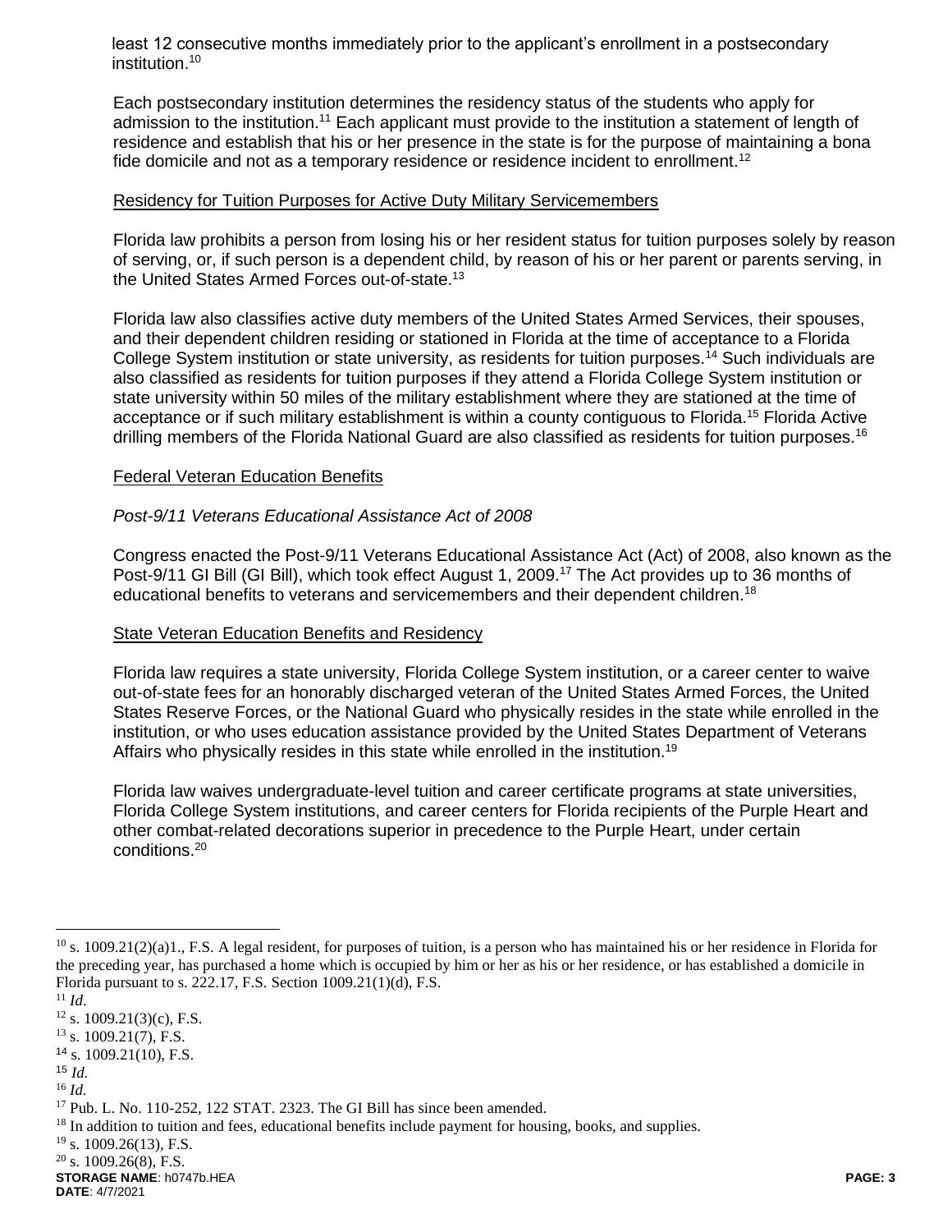least 12 consecutive months immediately prior to the applicant's enrollment in a postsecondary institution.[10]

Each postsecondary institution determines the residency status of the students who apply for admission to the institution.[11] Each applicant must provide to the institution a statement of length of residence and establish that his or her presence in the state is for the purpose of maintaining a bona fide domicile and not as a temporary residence or residence incident to enrollment.[12]

Residency for Tuition Purposes for Active Duty Military Servicemembers

Florida law prohibits a person from losing his or her resident status for tuition purposes solely by reason of serving, or, if such person is a dependent child, by reason of his or her parent or parents serving, in the United States Armed Forces out-of-state.[13]

Florida law also classifies active duty members of the United States Armed Services, their spouses, and their dependent children residing or stationed in Florida at the time of acceptance to a Florida College System institution or state university, as residents for tuition purposes.[14] Such individuals are also classified as residents for tuition purposes if they attend a Florida College System institution or state university within 50 miles of the military establishment where they are stationed at the time of acceptance or if such military establishment is within a county contiguous to Florida.[15] Florida Active drilling members of the Florida National Guard are also classified as residents for tuition purposes.[16]

Federal Veteran Education Benefits

*Post-9/11 Veterans Educational Assistance Act of 2008*

Congress enacted the Post-9/11 Veterans Educational Assistance Act (Act) of 2008, also known as the Post-9/11 GI Bill (GI Bill), which took effect August 1, 2009.[17] The Act provides up to 36 months of educational benefits to veterans and servicemembers and their dependent children.[18]

State Veteran Education Benefits and Residency

Florida law requires a state university, Florida College System institution, or a career center to waive out-of-state fees for an honorably discharged veteran of the United States Armed Forces, the United States Reserve Forces, or the National Guard who physically resides in the state while enrolled in the institution, or who uses education assistance provided by the United States Department of Veterans Affairs who physically resides in this state while enrolled in the institution.[19]

Florida law waives undergraduate-level tuition and career certificate programs at state universities, Florida College System institutions, and career centers for Florida recipients of the Purple Heart and other combat-related decorations superior in precedence to the Purple Heart, under certain conditions.[20]

---

[10] s. 1009.21(2)(a)1., F.S. A legal resident, for purposes of tuition, is a person who has maintained his or her residence in Florida for the preceding year, has purchased a home which is occupied by him or her as his or her residence, or has established a domicile in Florida pursuant to s. 222.17, F.S. Section 1009.21(1)(d), F.S.

[11] *Id*.

[12] s. 1009.21(3)(c), F.S.

[13] s. 1009.21(7), F.S.

[14] s. 1009.21(10), F.S.

[15] *Id.*

[16] *Id.*

[17] Pub. L. No. 110-252, 122 STAT. 2323. The GI Bill has since been amended.

[18] In addition to tuition and fees, educational benefits include payment for housing, books, and supplies.

[19] s. 1009.26(13), F.S.

[20] s. 1009.26(8), F.S.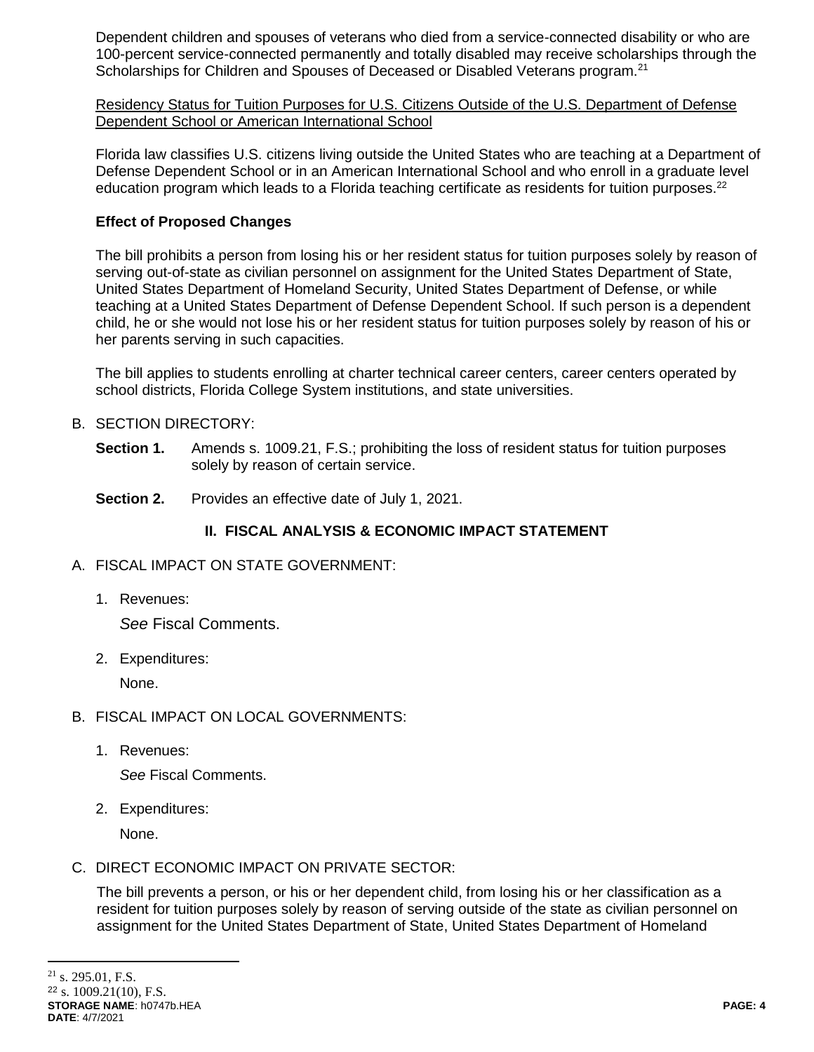Dependent children and spouses of veterans who died from a service-connected disability or who are 100-percent service-connected permanently and totally disabled may receive scholarships through the Scholarships for Children and Spouses of Deceased or Disabled Veterans program.[21]

Residency Status for Tuition Purposes for U.S. Citizens Outside of the U.S. Department of Defense Dependent School or American International School

Florida law classifies U.S. citizens living outside the United States who are teaching at a Department of Defense Dependent School or in an American International School and who enroll in a graduate level education program which leads to a Florida teaching certificate as residents for tuition purposes.[22]

**Effect of Proposed Changes**

The bill prohibits a person from losing his or her resident status for tuition purposes solely by reason of serving out-of-state as civilian personnel on assignment for the United States Department of State, United States Department of Homeland Security, United States Department of Defense, or while teaching at a United States Department of Defense Dependent School. If such person is a dependent child, he or she would not lose his or her resident status for tuition purposes solely by reason of his or her parents serving in such capacities.

The bill applies to students enrolling at charter technical career centers, career centers operated by school districts, Florida College System institutions, and state universities.

B. SECTION DIRECTORY:

**Section 1.** Amends s. 1009.21, F.S.; prohibiting the loss of resident status for tuition purposes solely by reason of certain service.

**Section 2.** Provides an effective date of July 1, 2021.

## II. FISCAL ANALYSIS & ECONOMIC IMPACT STATEMENT

A. FISCAL IMPACT ON STATE GOVERNMENT:

1. Revenues:

   *See* Fiscal Comments.

2. Expenditures:

   None.

B. FISCAL IMPACT ON LOCAL GOVERNMENTS:

1. Revenues:

   *See* Fiscal Comments.

2. Expenditures:

   None.

C. DIRECT ECONOMIC IMPACT ON PRIVATE SECTOR:

The bill prevents a person, or his or her dependent child, from losing his or her classification as a resident for tuition purposes solely by reason of serving outside of the state as civilian personnel on assignment for the United States Department of State, United States Department of Homeland

[21] s. 295.01, F.S.
[22] s. 1009.21(10), F.S.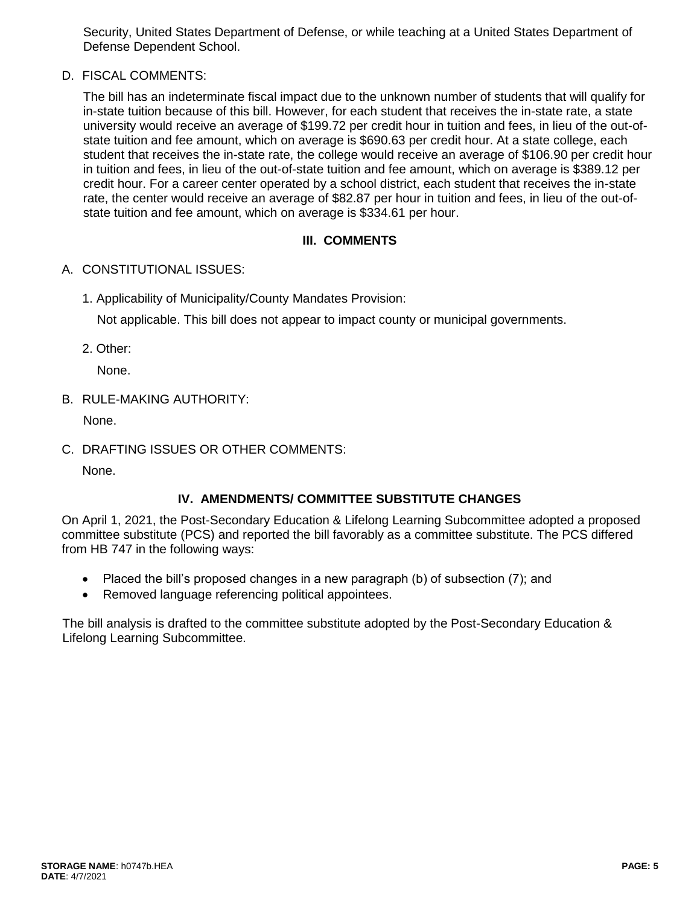Security, United States Department of Defense, or while teaching at a United States Department of Defense Dependent School.

D. FISCAL COMMENTS:

The bill has an indeterminate fiscal impact due to the unknown number of students that will qualify for in-state tuition because of this bill. However, for each student that receives the in-state rate, a state university would receive an average of $199.72 per credit hour in tuition and fees, in lieu of the out-of-state tuition and fee amount, which on average is $690.63 per credit hour. At a state college, each student that receives the in-state rate, the college would receive an average of $106.90 per credit hour in tuition and fees, in lieu of the out-of-state tuition and fee amount, which on average is $389.12 per credit hour. For a career center operated by a school district, each student that receives the in-state rate, the center would receive an average of $82.87 per hour in tuition and fees, in lieu of the out-of-state tuition and fee amount, which on average is $334.61 per hour.

## III. COMMENTS

A. CONSTITUTIONAL ISSUES:

1. Applicability of Municipality/County Mandates Provision:

   Not applicable. This bill does not appear to impact county or municipal governments.

2. Other:

   None.

B. RULE-MAKING AUTHORITY:

None.

C. DRAFTING ISSUES OR OTHER COMMENTS:

None.

## IV. AMENDMENTS/ COMMITTEE SUBSTITUTE CHANGES

On April 1, 2021, the Post-Secondary Education & Lifelong Learning Subcommittee adopted a proposed committee substitute (PCS) and reported the bill favorably as a committee substitute. The PCS differed from HB 747 in the following ways:

- Placed the bill's proposed changes in a new paragraph (b) of subsection (7); and
- Removed language referencing political appointees.

The bill analysis is drafted to the committee substitute adopted by the Post-Secondary Education & Lifelong Learning Subcommittee.